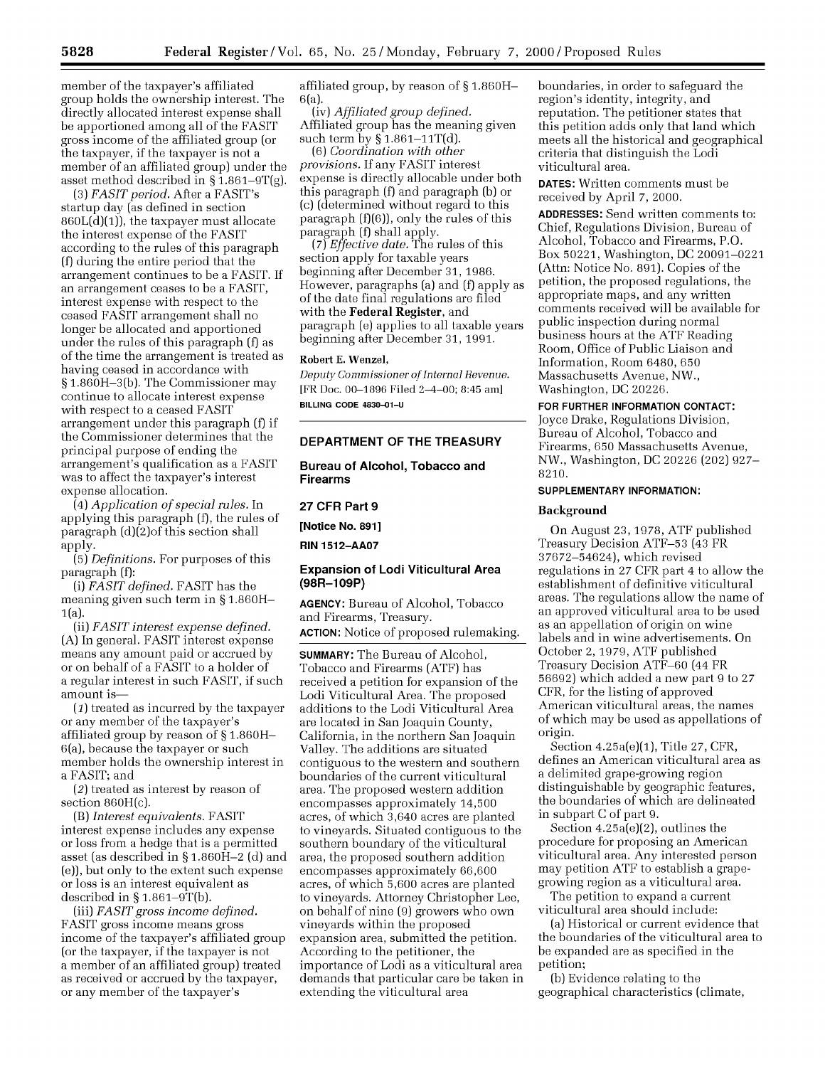member of the taxpayer's affiliated group holds the ownership interest. The directly allocated interest expense shall be apportioned among all of the FASIT gross income of the affiliated group (or the taxpayer, if the taxpayer is not a member of an affiliated group) under the asset method described in § 1.861–9T(g).

(3) *FASIT period.* After a FASIT's startup day (as defined in section 860L(d)(1)), the taxpayer must allocate the interest expense of the FASIT according to the rules of this paragraph (f) during the entire period that the arrangement continues to be a FASIT. If an arrangement ceases to be a FASIT, interest expense with respect to the ceased FASIT arrangement shall no longer be allocated and apportioned under the rules of this paragraph (f) as of the time the arrangement is treated as having ceased in accordance with § 1.860H–3(b). The Commissioner may continue to allocate interest expense with respect to a ceased FASIT arrangement under this paragraph (f) if the Commissioner determines that the principal purpose of ending the arrangement's qualification as a FASIT was to affect the taxpayer's interest expense allocation.

(4) *Application of special rules.* In applying this paragraph (f), the rules of paragraph (d)(2)of this section shall apply.

(5) *Definitions.* For purposes of this paragraph (f):

(i) *FASIT defined.* FASIT has the meaning given such term in § 1.860H–1(a).

(ii) *FASIT interest expense defined.* (A) In general. FASIT interest expense means any amount paid or accrued by or on behalf of a FASIT to a holder of a regular interest in such FASIT, if such amount is—

(*1*) treated as incurred by the taxpayer or any member of the taxpayer's affiliated group by reason of § 1.860H–6(a), because the taxpayer or such member holds the ownership interest in a FASIT; and

(*2*) treated as interest by reason of section 860H(c).

(B) *Interest equivalents.* FASIT interest expense includes any expense or loss from a hedge that is a permitted asset (as described in § 1.860H–2 (d) and (e)), but only to the extent such expense or loss is an interest equivalent as described in § 1.861–9T(b).

(iii) *FASIT gross income defined.* FASIT gross income means gross income of the taxpayer's affiliated group (or the taxpayer, if the taxpayer is not a member of an affiliated group) treated as received or accrued by the taxpayer, or any member of the taxpayer's affiliated group, by reason of § 1.860H–6(a).

(iv) *Affiliated group defined.* Affiliated group has the meaning given such term by § 1.861–11T(d).

(6) *Coordination with other provisions.* If any FASIT interest expense is directly allocable under both this paragraph (f) and paragraph (b) or (c) (determined without regard to this paragraph (f)(6)), only the rules of this paragraph (f) shall apply.

(7) *Effective date.* The rules of this section apply for taxable years beginning after December 31, 1986. However, paragraphs (a) and (f) apply as of the date final regulations are filed with the **Federal Register**, and paragraph (e) applies to all taxable years beginning after December 31, 1991.

**Robert E. Wenzel,**

*Deputy Commissioner of Internal Revenue.*

[FR Doc. 00–1896 Filed 2–4–00; 8:45 am]

**BILLING CODE 4830–01–U**

---

## DEPARTMENT OF THE TREASURY

## Bureau of Alcohol, Tobacco and Firearms

## 27 CFR Part 9

**[Notice No. 891]**

**RIN 1512–AA07**

## Expansion of Lodi Viticultural Area (98R–109P)

**AGENCY:** Bureau of Alcohol, Tobacco and Firearms, Treasury.

**ACTION:** Notice of proposed rulemaking.

**SUMMARY:** The Bureau of Alcohol, Tobacco and Firearms (ATF) has received a petition for expansion of the Lodi Viticultural Area. The proposed additions to the Lodi Viticultural Area are located in San Joaquin County, California, in the northern San Joaquin Valley. The additions are situated contiguous to the western and southern boundaries of the current viticultural area. The proposed western addition encompasses approximately 14,500 acres, of which 3,640 acres are planted to vineyards. Situated contiguous to the southern boundary of the viticultural area, the proposed southern addition encompasses approximately 66,600 acres, of which 5,600 acres are planted to vineyards. Attorney Christopher Lee, on behalf of nine (9) growers who own vineyards within the proposed expansion area, submitted the petition. According to the petitioner, the importance of Lodi as a viticultural area demands that particular care be taken in extending the viticultural area boundaries, in order to safeguard the region's identity, integrity, and reputation. The petitioner states that this petition adds only that land which meets all the historical and geographical criteria that distinguish the Lodi viticultural area.

**DATES:** Written comments must be received by April 7, 2000.

**ADDRESSES:** Send written comments to: Chief, Regulations Division, Bureau of Alcohol, Tobacco and Firearms, P.O. Box 50221, Washington, DC 20091–0221 (Attn: Notice No. 891). Copies of the petition, the proposed regulations, the appropriate maps, and any written comments received will be available for public inspection during normal business hours at the ATF Reading Room, Office of Public Liaison and Information, Room 6480, 650 Massachusetts Avenue, NW., Washington, DC 20226.

**FOR FURTHER INFORMATION CONTACT:** Joyce Drake, Regulations Division, Bureau of Alcohol, Tobacco and Firearms, 650 Massachusetts Avenue, NW., Washington, DC 20226 (202) 927–8210.

**SUPPLEMENTARY INFORMATION:**

### Background

On August 23, 1978, ATF published Treasury Decision ATF–53 (43 FR 37672–54624), which revised regulations in 27 CFR part 4 to allow the establishment of definitive viticultural areas. The regulations allow the name of an approved viticultural area to be used as an appellation of origin on wine labels and in wine advertisements. On October 2, 1979, ATF published Treasury Decision ATF–60 (44 FR 56692) which added a new part 9 to 27 CFR, for the listing of approved American viticultural areas, the names of which may be used as appellations of origin.

Section 4.25a(e)(1), Title 27, CFR, defines an American viticultural area as a delimited grape-growing region distinguishable by geographic features, the boundaries of which are delineated in subpart C of part 9.

Section 4.25a(e)(2), outlines the procedure for proposing an American viticultural area. Any interested person may petition ATF to establish a grape-growing region as a viticultural area.

The petition to expand a current viticultural area should include:

(a) Historical or current evidence that the boundaries of the viticultural area to be expanded are as specified in the petition;

(b) Evidence relating to the geographical characteristics (climate,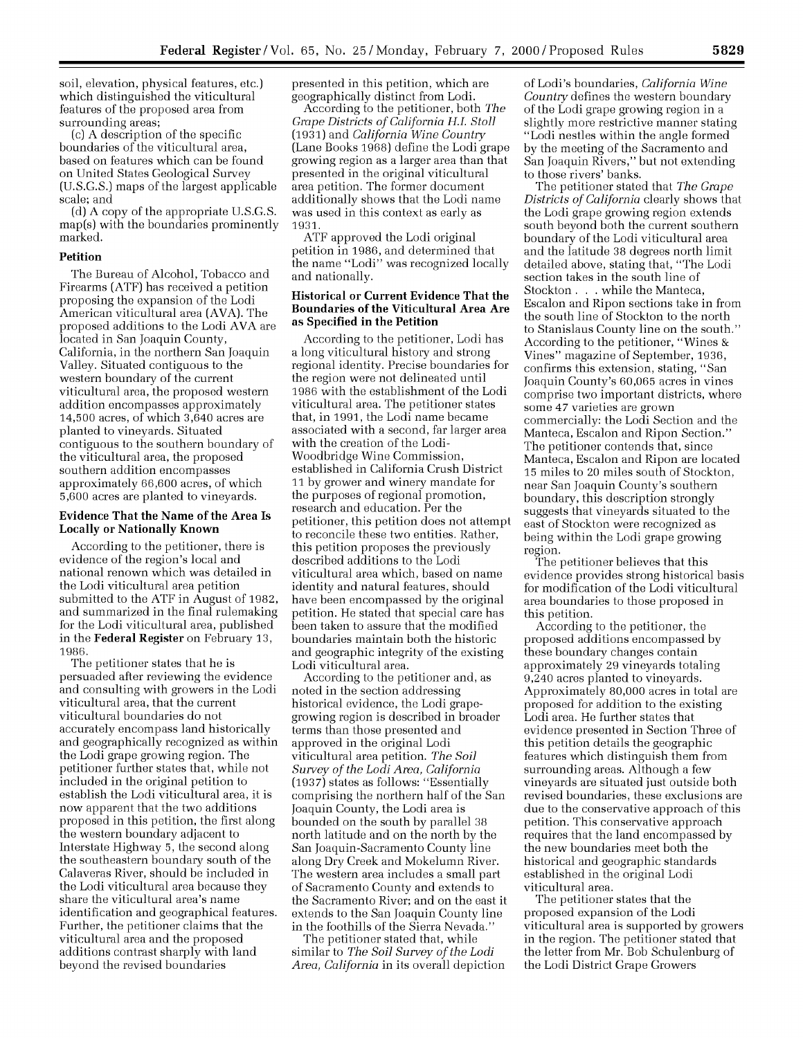soil, elevation, physical features, etc.) which distinguished the viticultural features of the proposed area from surrounding areas;

(c) A description of the specific boundaries of the viticultural area, based on features which can be found on United States Geological Survey (U.S.G.S.) maps of the largest applicable scale; and

(d) A copy of the appropriate U.S.G.S. map(s) with the boundaries prominently marked.

## Petition

The Bureau of Alcohol, Tobacco and Firearms (ATF) has received a petition proposing the expansion of the Lodi American viticultural area (AVA). The proposed additions to the Lodi AVA are located in San Joaquin County, California, in the northern San Joaquin Valley. Situated contiguous to the western boundary of the current viticultural area, the proposed western addition encompasses approximately 14,500 acres, of which 3,640 acres are planted to vineyards. Situated contiguous to the southern boundary of the viticultural area, the proposed southern addition encompasses approximately 66,600 acres, of which 5,600 acres are planted to vineyards.

## Evidence That the Name of the Area Is Locally or Nationally Known

According to the petitioner, there is evidence of the region's local and national renown which was detailed in the Lodi viticultural area petition submitted to the ATF in August of 1982, and summarized in the final rulemaking for the Lodi viticultural area, published in the **Federal Register** on February 13, 1986.

The petitioner states that he is persuaded after reviewing the evidence and consulting with growers in the Lodi viticultural area, that the current viticultural boundaries do not accurately encompass land historically and geographically recognized as within the Lodi grape growing region. The petitioner further states that, while not included in the original petition to establish the Lodi viticultural area, it is now apparent that the two additions proposed in this petition, the first along the western boundary adjacent to Interstate Highway 5, the second along the southeastern boundary south of the Calaveras River, should be included in the Lodi viticultural area because they share the viticultural area's name identification and geographical features. Further, the petitioner claims that the viticultural area and the proposed additions contrast sharply with land beyond the revised boundaries presented in this petition, which are geographically distinct from Lodi.

According to the petitioner, both *The Grape Districts of California H.I. Stoll* (1931) and *California Wine Country* (Lane Books 1968) define the Lodi grape growing region as a larger area than that presented in the original viticultural area petition. The former document additionally shows that the Lodi name was used in this context as early as 1931.

ATF approved the Lodi original petition in 1986, and determined that the name "Lodi" was recognized locally and nationally.

## Historical or Current Evidence That the Boundaries of the Viticultural Area Are as Specified in the Petition

According to the petitioner, Lodi has a long viticultural history and strong regional identity. Precise boundaries for the region were not delineated until 1986 with the establishment of the Lodi viticultural area. The petitioner states that, in 1991, the Lodi name became associated with a second, far larger area with the creation of the Lodi-Woodbridge Wine Commission, established in California Crush District 11 by grower and winery mandate for the purposes of regional promotion, research and education. Per the petitioner, this petition does not attempt to reconcile these two entities. Rather, this petition proposes the previously described additions to the Lodi viticultural area which, based on name identity and natural features, should have been encompassed by the original petition. He stated that special care has been taken to assure that the modified boundaries maintain both the historic and geographic integrity of the existing Lodi viticultural area.

According to the petitioner and, as noted in the section addressing historical evidence, the Lodi grape-growing region is described in broader terms than those presented and approved in the original Lodi viticultural area petition. *The Soil Survey of the Lodi Area, California* (1937) states as follows: "Essentially comprising the northern half of the San Joaquin County, the Lodi area is bounded on the south by parallel 38 north latitude and on the north by the San Joaquin-Sacramento County line along Dry Creek and Mokelumn River. The western area includes a small part of Sacramento County and extends to the Sacramento River; and on the east it extends to the San Joaquin County line in the foothills of the Sierra Nevada."

The petitioner stated that, while similar to *The Soil Survey of the Lodi Area, California* in its overall depiction of Lodi's boundaries, *California Wine Country* defines the western boundary of the Lodi grape growing region in a slightly more restrictive manner stating "Lodi nestles within the angle formed by the meeting of the Sacramento and San Joaquin Rivers," but not extending to those rivers' banks.

The petitioner stated that *The Grape Districts of California* clearly shows that the Lodi grape growing region extends south beyond both the current southern boundary of the Lodi viticultural area and the latitude 38 degrees north limit detailed above, stating that, "The Lodi section takes in the south line of Stockton . . . while the Manteca, Escalon and Ripon sections take in from the south line of Stockton to the north to Stanislaus County line on the south." According to the petitioner, "Wines & Vines" magazine of September, 1936, confirms this extension, stating, "San Joaquin County's 60,065 acres in vines comprise two important districts, where some 47 varieties are grown commercially: the Lodi Section and the Manteca, Escalon and Ripon Section." The petitioner contends that, since Manteca, Escalon and Ripon are located 15 miles to 20 miles south of Stockton, near San Joaquin County's southern boundary, this description strongly suggests that vineyards situated to the east of Stockton were recognized as being within the Lodi grape growing region.

The petitioner believes that this evidence provides strong historical basis for modification of the Lodi viticultural area boundaries to those proposed in this petition.

According to the petitioner, the proposed additions encompassed by these boundary changes contain approximately 29 vineyards totaling 9,240 acres planted to vineyards. Approximately 80,000 acres in total are proposed for addition to the existing Lodi area. He further states that evidence presented in Section Three of this petition details the geographic features which distinguish them from surrounding areas. Although a few vineyards are situated just outside both revised boundaries, these exclusions are due to the conservative approach of this petition. This conservative approach requires that the land encompassed by the new boundaries meet both the historical and geographic standards established in the original Lodi viticultural area.

The petitioner states that the proposed expansion of the Lodi viticultural area is supported by growers in the region. The petitioner stated that the letter from Mr. Bob Schulenburg of the Lodi District Grape Growers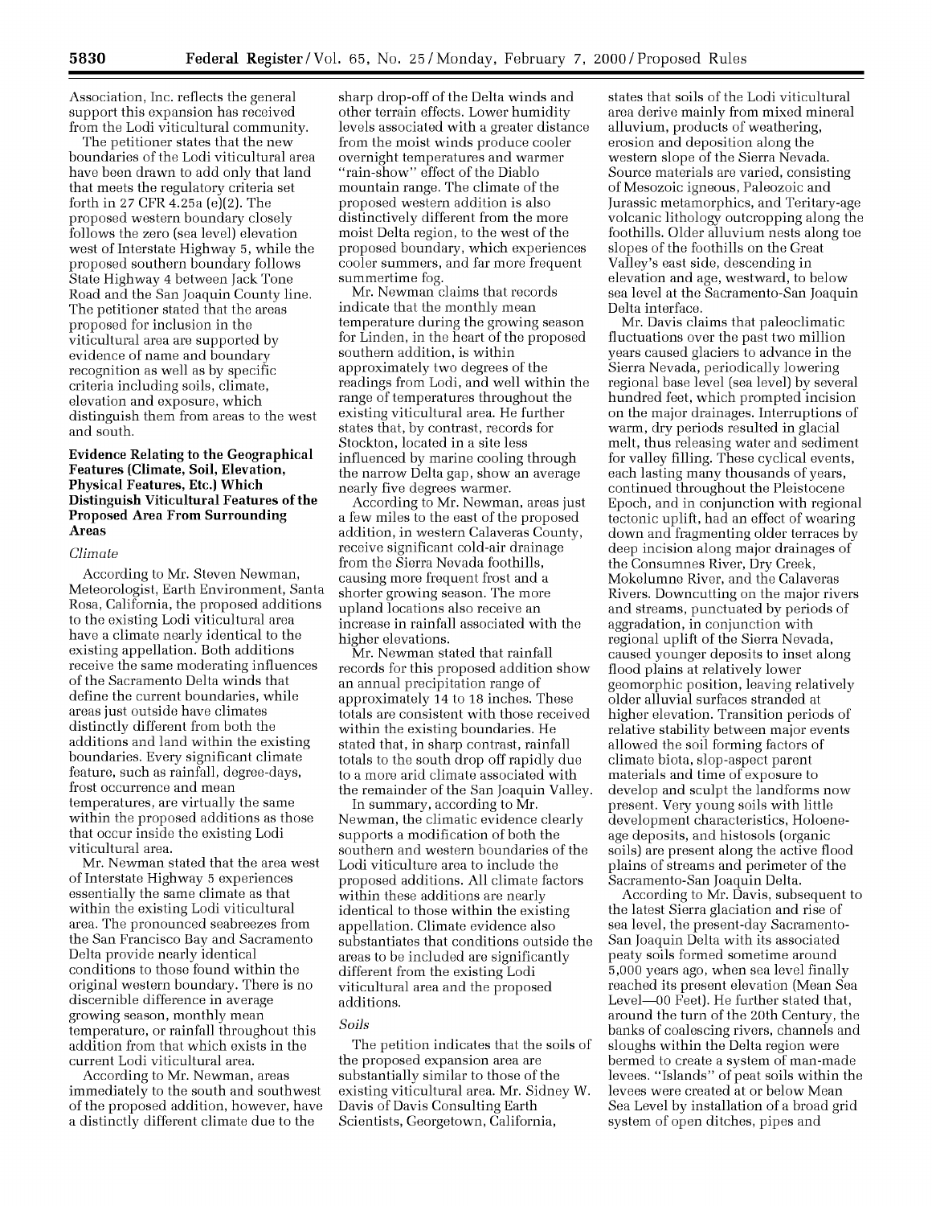Association, Inc. reflects the general support this expansion has received from the Lodi viticultural community.

The petitioner states that the new boundaries of the Lodi viticultural area have been drawn to add only that land that meets the regulatory criteria set forth in 27 CFR 4.25a (e)(2). The proposed western boundary closely follows the zero (sea level) elevation west of Interstate Highway 5, while the proposed southern boundary follows State Highway 4 between Jack Tone Road and the San Joaquin County line. The petitioner stated that the areas proposed for inclusion in the viticultural area are supported by evidence of name and boundary recognition as well as by specific criteria including soils, climate, elevation and exposure, which distinguish them from areas to the west and south.

**Evidence Relating to the Geographical Features (Climate, Soil, Elevation, Physical Features, Etc.) Which Distinguish Viticultural Features of the Proposed Area From Surrounding Areas**

*Climate*

According to Mr. Steven Newman, Meteorologist, Earth Environment, Santa Rosa, California, the proposed additions to the existing Lodi viticultural area have a climate nearly identical to the existing appellation. Both additions receive the same moderating influences of the Sacramento Delta winds that define the current boundaries, while areas just outside have climates distinctly different from both the additions and land within the existing boundaries. Every significant climate feature, such as rainfall, degree-days, frost occurrence and mean temperatures, are virtually the same within the proposed additions as those that occur inside the existing Lodi viticultural area.

Mr. Newman stated that the area west of Interstate Highway 5 experiences essentially the same climate as that within the existing Lodi viticultural area. The pronounced seabreezes from the San Francisco Bay and Sacramento Delta provide nearly identical conditions to those found within the original western boundary. There is no discernible difference in average growing season, monthly mean temperature, or rainfall throughout this addition from that which exists in the current Lodi viticultural area.

According to Mr. Newman, areas immediately to the south and southwest of the proposed addition, however, have a distinctly different climate due to the sharp drop-off of the Delta winds and other terrain effects. Lower humidity levels associated with a greater distance from the moist winds produce cooler overnight temperatures and warmer "rain-show" effect of the Diablo mountain range. The climate of the proposed western addition is also distinctively different from the more moist Delta region, to the west of the proposed boundary, which experiences cooler summers, and far more frequent summertime fog.

Mr. Newman claims that records indicate that the monthly mean temperature during the growing season for Linden, in the heart of the proposed southern addition, is within approximately two degrees of the readings from Lodi, and well within the range of temperatures throughout the existing viticultural area. He further states that, by contrast, records for Stockton, located in a site less influenced by marine cooling through the narrow Delta gap, show an average nearly five degrees warmer.

According to Mr. Newman, areas just a few miles to the east of the proposed addition, in western Calaveras County, receive significant cold-air drainage from the Sierra Nevada foothills, causing more frequent frost and a shorter growing season. The more upland locations also receive an increase in rainfall associated with the higher elevations.

Mr. Newman stated that rainfall records for this proposed addition show an annual precipitation range of approximately 14 to 18 inches. These totals are consistent with those received within the existing boundaries. He stated that, in sharp contrast, rainfall totals to the south drop off rapidly due to a more arid climate associated with the remainder of the San Joaquin Valley.

In summary, according to Mr. Newman, the climatic evidence clearly supports a modification of both the southern and western boundaries of the Lodi viticulture area to include the proposed additions. All climate factors within these additions are nearly identical to those within the existing appellation. Climate evidence also substantiates that conditions outside the areas to be included are significantly different from the existing Lodi viticultural area and the proposed additions.

*Soils*

The petition indicates that the soils of the proposed expansion area are substantially similar to those of the existing viticultural area. Mr. Sidney W. Davis of Davis Consulting Earth Scientists, Georgetown, California, states that soils of the Lodi viticultural area derive mainly from mixed mineral alluvium, products of weathering, erosion and deposition along the western slope of the Sierra Nevada. Source materials are varied, consisting of Mesozoic igneous, Paleozoic and Jurassic metamorphics, and Teritary-age volcanic lithology outcropping along the foothills. Older alluvium nests along toe slopes of the foothills on the Great Valley's east side, descending in elevation and age, westward, to below sea level at the Sacramento-San Joaquin Delta interface.

Mr. Davis claims that paleoclimatic fluctuations over the past two million years caused glaciers to advance in the Sierra Nevada, periodically lowering regional base level (sea level) by several hundred feet, which prompted incision on the major drainages. Interruptions of warm, dry periods resulted in glacial melt, thus releasing water and sediment for valley filling. These cyclical events, each lasting many thousands of years, continued throughout the Pleistocene Epoch, and in conjunction with regional tectonic uplift, had an effect of wearing down and fragmenting older terraces by deep incision along major drainages of the Consumnes River, Dry Creek, Mokelumne River, and the Calaveras Rivers. Downcutting on the major rivers and streams, punctuated by periods of aggradation, in conjunction with regional uplift of the Sierra Nevada, caused younger deposits to inset along flood plains at relatively lower geomorphic position, leaving relatively older alluvial surfaces stranded at higher elevation. Transition periods of relative stability between major events allowed the soil forming factors of climate biota, slop-aspect parent materials and time of exposure to develop and sculpt the landforms now present. Very young soils with little development characteristics, Holoene-age deposits, and histosols (organic soils) are present along the active flood plains of streams and perimeter of the Sacramento-San Joaquin Delta.

According to Mr. Davis, subsequent to the latest Sierra glaciation and rise of sea level, the present-day Sacramento-San Joaquin Delta with its associated peaty soils formed sometime around 5,000 years ago, when sea level finally reached its present elevation (Mean Sea Level—00 Feet). He further stated that, around the turn of the 20th Century, the banks of coalescing rivers, channels and sloughs within the Delta region were bermed to create a system of man-made levees. "Islands" of peat soils within the levees were created at or below Mean Sea Level by installation of a broad grid system of open ditches, pipes and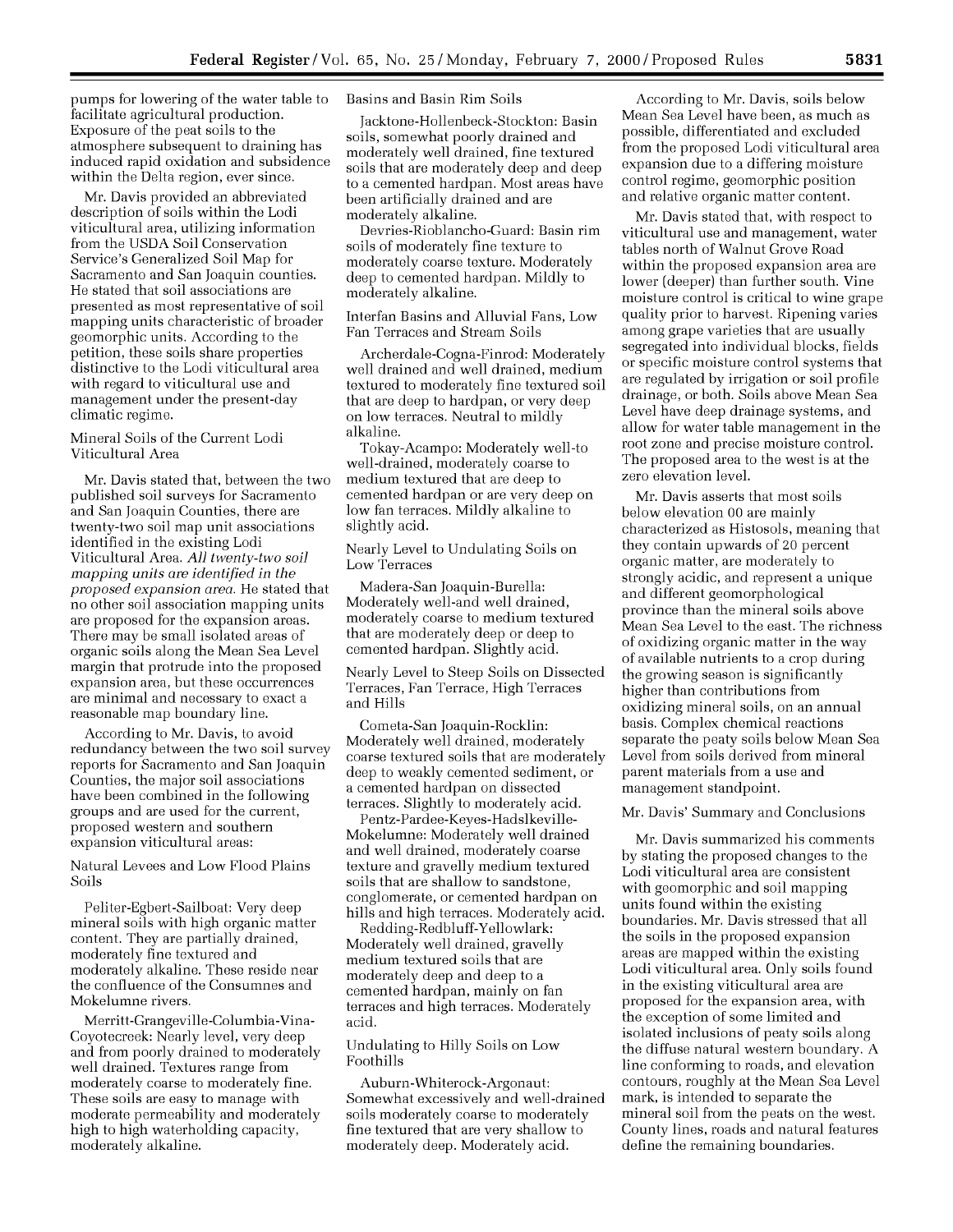pumps for lowering of the water table to facilitate agricultural production. Exposure of the peat soils to the atmosphere subsequent to draining has induced rapid oxidation and subsidence within the Delta region, ever since.

Mr. Davis provided an abbreviated description of soils within the Lodi viticultural area, utilizing information from the USDA Soil Conservation Service's Generalized Soil Map for Sacramento and San Joaquin counties. He stated that soil associations are presented as most representative of soil mapping units characteristic of broader geomorphic units. According to the petition, these soils share properties distinctive to the Lodi viticultural area with regard to viticultural use and management under the present-day climatic regime.

Mineral Soils of the Current Lodi Viticultural Area

Mr. Davis stated that, between the two published soil surveys for Sacramento and San Joaquin Counties, there are twenty-two soil map unit associations identified in the existing Lodi Viticultural Area. *All twenty-two soil mapping units are identified in the proposed expansion area.* He stated that no other soil association mapping units are proposed for the expansion areas. There may be small isolated areas of organic soils along the Mean Sea Level margin that protrude into the proposed expansion area, but these occurrences are minimal and necessary to exact a reasonable map boundary line.

According to Mr. Davis, to avoid redundancy between the two soil survey reports for Sacramento and San Joaquin Counties, the major soil associations have been combined in the following groups and are used for the current, proposed western and southern expansion viticultural areas:

Natural Levees and Low Flood Plains Soils

Peliter-Egbert-Sailboat: Very deep mineral soils with high organic matter content. They are partially drained, moderately fine textured and moderately alkaline. These reside near the confluence of the Consumnes and Mokelumne rivers.

Merritt-Grangeville-Columbia-Vina-Coyotecreek: Nearly level, very deep and from poorly drained to moderately well drained. Textures range from moderately coarse to moderately fine. These soils are easy to manage with moderate permeability and moderately high to high waterholding capacity, moderately alkaline.

Basins and Basin Rim Soils

Jacktone-Hollenbeck-Stockton: Basin soils, somewhat poorly drained and moderately well drained, fine textured soils that are moderately deep and deep to a cemented hardpan. Most areas have been artificially drained and are moderately alkaline.

Devries-Rioblancho-Guard: Basin rim soils of moderately fine texture to moderately coarse texture. Moderately deep to cemented hardpan. Mildly to moderately alkaline.

Interfan Basins and Alluvial Fans, Low Fan Terraces and Stream Soils

Archerdale-Cogna-Finrod: Moderately well drained and well drained, medium textured to moderately fine textured soil that are deep to hardpan, or very deep on low terraces. Neutral to mildly alkaline.

Tokay-Acampo: Moderately well-to well-drained, moderately coarse to medium textured that are deep to cemented hardpan or are very deep on low fan terraces. Mildly alkaline to slightly acid.

Nearly Level to Undulating Soils on Low Terraces

Madera-San Joaquin-Burella: Moderately well-and well drained, moderately coarse to medium textured that are moderately deep or deep to cemented hardpan. Slightly acid.

Nearly Level to Steep Soils on Dissected Terraces, Fan Terrace, High Terraces and Hills

Cometa-San Joaquin-Rocklin: Moderately well drained, moderately coarse textured soils that are moderately deep to weakly cemented sediment, or a cemented hardpan on dissected terraces. Slightly to moderately acid.

Pentz-Pardee-Keyes-Hadslkeville-Mokelumne: Moderately well drained and well drained, moderately coarse texture and gravelly medium textured soils that are shallow to sandstone, conglomerate, or cemented hardpan on hills and high terraces. Moderately acid.

Redding-Redbluff-Yellowlark: Moderately well drained, gravelly medium textured soils that are moderately deep and deep to a cemented hardpan, mainly on fan terraces and high terraces. Moderately acid.

Undulating to Hilly Soils on Low Foothills

Auburn-Whiterock-Argonaut: Somewhat excessively and well-drained soils moderately coarse to moderately fine textured that are very shallow to moderately deep. Moderately acid.

According to Mr. Davis, soils below Mean Sea Level have been, as much as possible, differentiated and excluded from the proposed Lodi viticultural area expansion due to a differing moisture control regime, geomorphic position and relative organic matter content.

Mr. Davis stated that, with respect to viticultural use and management, water tables north of Walnut Grove Road within the proposed expansion area are lower (deeper) than further south. Vine moisture control is critical to wine grape quality prior to harvest. Ripening varies among grape varieties that are usually segregated into individual blocks, fields or specific moisture control systems that are regulated by irrigation or soil profile drainage, or both. Soils above Mean Sea Level have deep drainage systems, and allow for water table management in the root zone and precise moisture control. The proposed area to the west is at the zero elevation level.

Mr. Davis asserts that most soils below elevation 00 are mainly characterized as Histosols, meaning that they contain upwards of 20 percent organic matter, are moderately to strongly acidic, and represent a unique and different geomorphological province than the mineral soils above Mean Sea Level to the east. The richness of oxidizing organic matter in the way of available nutrients to a crop during the growing season is significantly higher than contributions from oxidizing mineral soils, on an annual basis. Complex chemical reactions separate the peaty soils below Mean Sea Level from soils derived from mineral parent materials from a use and management standpoint.

Mr. Davis' Summary and Conclusions

Mr. Davis summarized his comments by stating the proposed changes to the Lodi viticultural area are consistent with geomorphic and soil mapping units found within the existing boundaries. Mr. Davis stressed that all the soils in the proposed expansion areas are mapped within the existing Lodi viticultural area. Only soils found in the existing viticultural area are proposed for the expansion area, with the exception of some limited and isolated inclusions of peaty soils along the diffuse natural western boundary. A line conforming to roads, and elevation contours, roughly at the Mean Sea Level mark, is intended to separate the mineral soil from the peats on the west. County lines, roads and natural features define the remaining boundaries.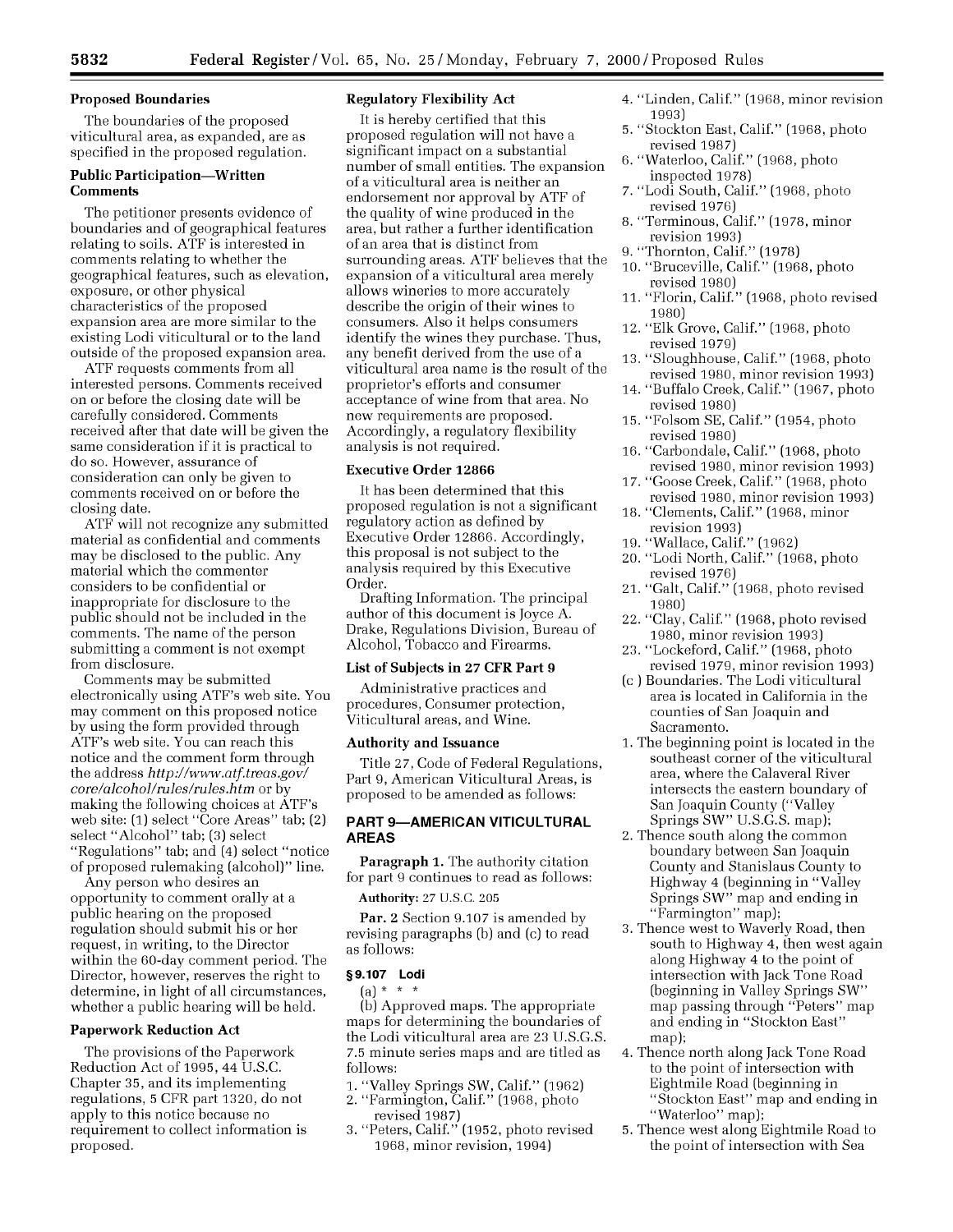**Proposed Boundaries**

The boundaries of the proposed viticultural area, as expanded, are as specified in the proposed regulation.

**Public Participation—Written Comments**

The petitioner presents evidence of boundaries and of geographical features relating to soils. ATF is interested in comments relating to whether the geographical features, such as elevation, exposure, or other physical characteristics of the proposed expansion area are more similar to the existing Lodi viticultural or to the land outside of the proposed expansion area.

ATF requests comments from all interested persons. Comments received on or before the closing date will be carefully considered. Comments received after that date will be given the same consideration if it is practical to do so. However, assurance of consideration can only be given to comments received on or before the closing date.

ATF will not recognize any submitted material as confidential and comments may be disclosed to the public. Any material which the commenter considers to be confidential or inappropriate for disclosure to the public should not be included in the comments. The name of the person submitting a comment is not exempt from disclosure.

Comments may be submitted electronically using ATF's web site. You may comment on this proposed notice by using the form provided through ATF's web site. You can reach this notice and the comment form through the address *http://www.atf.treas.gov/core/alcohol/rules/rules.htm* or by making the following choices at ATF's web site: (1) select "Core Areas" tab; (2) select "Alcohol" tab; (3) select "Regulations" tab; and (4) select "notice of proposed rulemaking (alcohol)" line.

Any person who desires an opportunity to comment orally at a public hearing on the proposed regulation should submit his or her request, in writing, to the Director within the 60-day comment period. The Director, however, reserves the right to determine, in light of all circumstances, whether a public hearing will be held.

**Paperwork Reduction Act**

The provisions of the Paperwork Reduction Act of 1995, 44 U.S.C. Chapter 35, and its implementing regulations, 5 CFR part 1320, do not apply to this notice because no requirement to collect information is proposed.

**Regulatory Flexibility Act**

It is hereby certified that this proposed regulation will not have a significant impact on a substantial number of small entities. The expansion of a viticultural area is neither an endorsement nor approval by ATF of the quality of wine produced in the area, but rather a further identification of an area that is distinct from surrounding areas. ATF believes that the expansion of a viticultural area merely allows wineries to more accurately describe the origin of their wines to consumers. Also it helps consumers identify the wines they purchase. Thus, any benefit derived from the use of a viticultural area name is the result of the proprietor's efforts and consumer acceptance of wine from that area. No new requirements are proposed. Accordingly, a regulatory flexibility analysis is not required.

**Executive Order 12866**

It has been determined that this proposed regulation is not a significant regulatory action as defined by Executive Order 12866. Accordingly, this proposal is not subject to the analysis required by this Executive Order.

Drafting Information. The principal author of this document is Joyce A. Drake, Regulations Division, Bureau of Alcohol, Tobacco and Firearms.

**List of Subjects in 27 CFR Part 9**

Administrative practices and procedures, Consumer protection, Viticultural areas, and Wine.

**Authority and Issuance**

Title 27, Code of Federal Regulations, Part 9, American Viticultural Areas, is proposed to be amended as follows:

## PART 9—AMERICAN VITICULTURAL AREAS

**Paragraph 1.** The authority citation for part 9 continues to read as follows:

**Authority:** 27 U.S.C. 205

**Par. 2** Section 9.107 is amended by revising paragraphs (b) and (c) to read as follows:

### § 9.107 Lodi

(a) * * *

(b) Approved maps. The appropriate maps for determining the boundaries of the Lodi viticultural area are 23 U.S.G.S. 7.5 minute series maps and are titled as follows:

1. "Valley Springs SW, Calif." (1962)
2. "Farmington, Calif." (1968, photo revised 1987)
3. "Peters, Calif." (1952, photo revised 1968, minor revision, 1994)
4. "Linden, Calif." (1968, minor revision 1993)
5. "Stockton East, Calif." (1968, photo revised 1987)
6. "Waterloo, Calif." (1968, photo inspected 1978)
7. "Lodi South, Calif." (1968, photo revised 1976)
8. "Terminous, Calif." (1978, minor revision 1993)
9. "Thornton, Calif." (1978)
10. "Bruceville, Calif." (1968, photo revised 1980)
11. "Florin, Calif." (1968, photo revised 1980)
12. "Elk Grove, Calif." (1968, photo revised 1979)
13. "Sloughhouse, Calif." (1968, photo revised 1980, minor revision 1993)
14. "Buffalo Creek, Calif." (1967, photo revised 1980)
15. "Folsom SE, Calif." (1954, photo revised 1980)
16. "Carbondale, Calif." (1968, photo revised 1980, minor revision 1993)
17. "Goose Creek, Calif." (1968, photo revised 1980, minor revision 1993)
18. "Clements, Calif." (1968, minor revision 1993)
19. "Wallace, Calif." (1962)
20. "Lodi North, Calif." (1968, photo revised 1976)
21. "Galt, Calif." (1968, photo revised 1980)
22. "Clay, Calif." (1968, photo revised 1980, minor revision 1993)
23. "Lockeford, Calif." (1968, photo revised 1979, minor revision 1993)

(c ) Boundaries. The Lodi viticultural area is located in California in the counties of San Joaquin and Sacramento.

1. The beginning point is located in the southeast corner of the viticultural area, where the Calaveral River intersects the eastern boundary of San Joaquin County ("Valley Springs SW" U.S.G.S. map);
2. Thence south along the common boundary between San Joaquin County and Stanislaus County to Highway 4 (beginning in "Valley Springs SW" map and ending in "Farmington" map);
3. Thence west to Waverly Road, then south to Highway 4, then west again along Highway 4 to the point of intersection with Jack Tone Road (beginning in Valley Springs SW" map passing through "Peters" map and ending in "Stockton East" map);
4. Thence north along Jack Tone Road to the point of intersection with Eightmile Road (beginning in "Stockton East" map and ending in "Waterloo" map);
5. Thence west along Eightmile Road to the point of intersection with Sea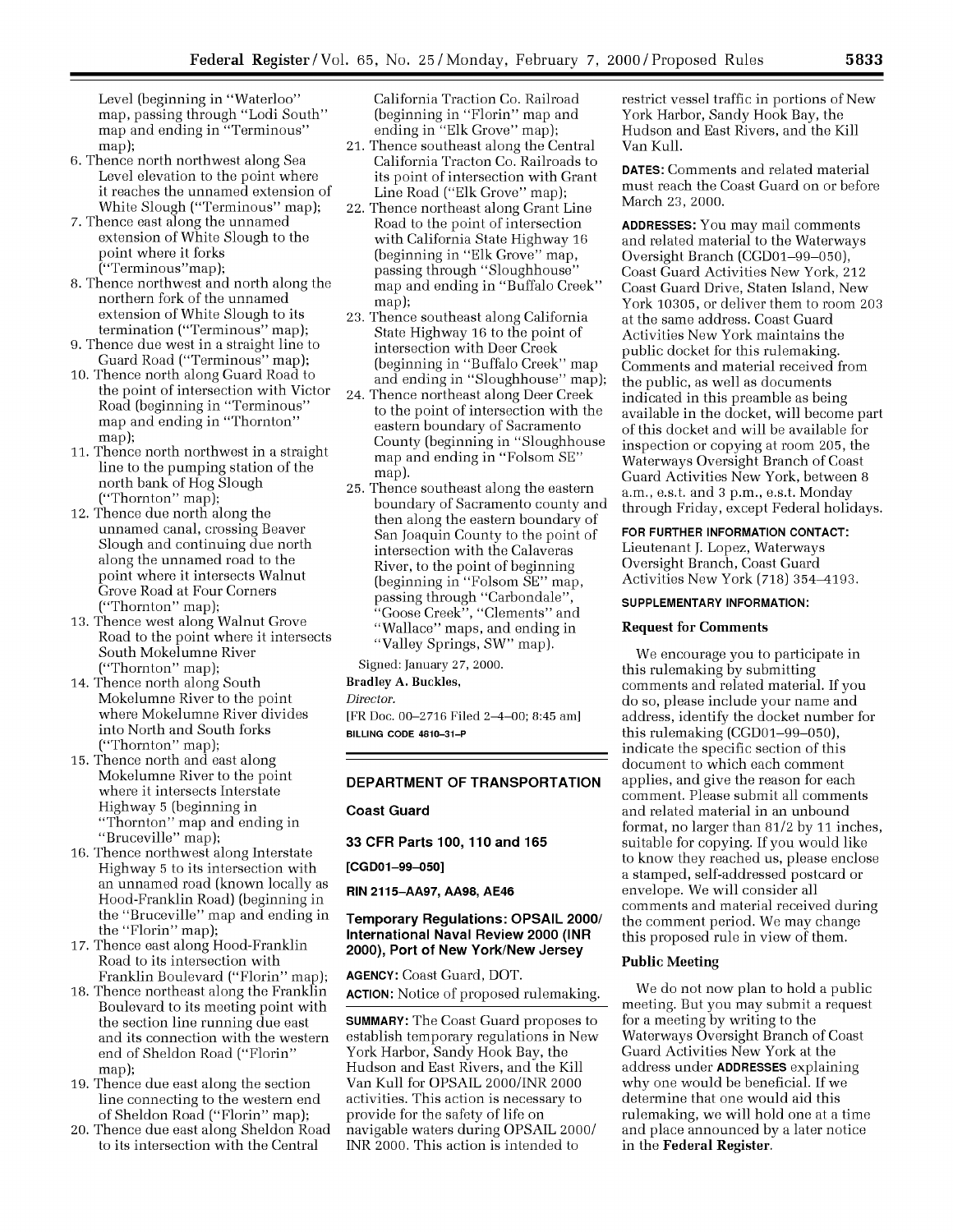Level (beginning in "Waterloo" map, passing through "Lodi South" map and ending in "Terminous" map);

6. Thence north northwest along Sea Level elevation to the point where it reaches the unnamed extension of White Slough ("Terminous" map);
7. Thence east along the unnamed extension of White Slough to the point where it forks ("Terminous"map);
8. Thence northwest and north along the northern fork of the unnamed extension of White Slough to its termination ("Terminous" map);
9. Thence due west in a straight line to Guard Road ("Terminous" map);
10. Thence north along Guard Road to the point of intersection with Victor Road (beginning in "Terminous" map and ending in "Thornton" map);
11. Thence north northwest in a straight line to the pumping station of the north bank of Hog Slough ("Thornton" map);
12. Thence due north along the unnamed canal, crossing Beaver Slough and continuing due north along the unnamed road to the point where it intersects Walnut Grove Road at Four Corners ("Thornton" map);
13. Thence west along Walnut Grove Road to the point where it intersects South Mokelumne River ("Thornton" map);
14. Thence north along South Mokelumne River to the point where Mokelumne River divides into North and South forks ("Thornton" map);
15. Thence north and east along Mokelumne River to the point where it intersects Interstate Highway 5 (beginning in "Thornton" map and ending in "Bruceville" map);
16. Thence northwest along Interstate Highway 5 to its intersection with an unnamed road (known locally as Hood-Franklin Road) (beginning in the "Bruceville" map and ending in the "Florin" map);
17. Thence east along Hood-Franklin Road to its intersection with Franklin Boulevard ("Florin" map);
18. Thence northeast along the Franklin Boulevard to its meeting point with the section line running due east and its connection with the western end of Sheldon Road ("Florin" map);
19. Thence due east along the section line connecting to the western end of Sheldon Road ("Florin" map);
20. Thence due east along Sheldon Road to its intersection with the Central California Traction Co. Railroad (beginning in "Florin" map and ending in "Elk Grove" map);
21. Thence southeast along the Central California Tracton Co. Railroads to its point of intersection with Grant Line Road ("Elk Grove" map);
22. Thence northeast along Grant Line Road to the point of intersection with California State Highway 16 (beginning in "Elk Grove" map, passing through "Sloughhouse" map and ending in "Buffalo Creek" map);
23. Thence southeast along California State Highway 16 to the point of intersection with Deer Creek (beginning in "Buffalo Creek" map and ending in "Sloughhouse" map);
24. Thence northeast along Deer Creek to the point of intersection with the eastern boundary of Sacramento County (beginning in "Sloughhouse map and ending in "Folsom SE" map).
25. Thence southeast along the eastern boundary of Sacramento county and then along the eastern boundary of San Joaquin County to the point of intersection with the Calaveras River, to the point of beginning (beginning in "Folsom SE" map, passing through "Carbondale", "Goose Creek", "Clements" and "Wallace" maps, and ending in "Valley Springs, SW" map).

Signed: January 27, 2000.

**Bradley A. Buckles,**

*Director.*

[FR Doc. 00–2716 Filed 2–4–00; 8:45 am]

**BILLING CODE 4810–31–P**

---

## DEPARTMENT OF TRANSPORTATION

### Coast Guard

### 33 CFR Parts 100, 110 and 165

### [CGD01–99–050]

### RIN 2115–AA97, AA98, AE46

### Temporary Regulations: OPSAIL 2000/International Naval Review 2000 (INR 2000), Port of New York/New Jersey

**AGENCY:** Coast Guard, DOT.

**ACTION:** Notice of proposed rulemaking.

**SUMMARY:** The Coast Guard proposes to establish temporary regulations in New York Harbor, Sandy Hook Bay, the Hudson and East Rivers, and the Kill Van Kull for OPSAIL 2000/INR 2000 activities. This action is necessary to provide for the safety of life on navigable waters during OPSAIL 2000/INR 2000. This action is intended to restrict vessel traffic in portions of New York Harbor, Sandy Hook Bay, the Hudson and East Rivers, and the Kill Van Kull.

**DATES:** Comments and related material must reach the Coast Guard on or before March 23, 2000.

**ADDRESSES:** You may mail comments and related material to the Waterways Oversight Branch (CGD01–99–050), Coast Guard Activities New York, 212 Coast Guard Drive, Staten Island, New York 10305, or deliver them to room 203 at the same address. Coast Guard Activities New York maintains the public docket for this rulemaking. Comments and material received from the public, as well as documents indicated in this preamble as being available in the docket, will become part of this docket and will be available for inspection or copying at room 205, the Waterways Oversight Branch of Coast Guard Activities New York, between 8 a.m., e.s.t. and 3 p.m., e.s.t. Monday through Friday, except Federal holidays.

**FOR FURTHER INFORMATION CONTACT:** Lieutenant J. Lopez, Waterways Oversight Branch, Coast Guard Activities New York (718) 354–4193.

**SUPPLEMENTARY INFORMATION:**

#### Request for Comments

We encourage you to participate in this rulemaking by submitting comments and related material. If you do so, please include your name and address, identify the docket number for this rulemaking (CGD01–99–050), indicate the specific section of this document to which each comment applies, and give the reason for each comment. Please submit all comments and related material in an unbound format, no larger than 81/2 by 11 inches, suitable for copying. If you would like to know they reached us, please enclose a stamped, self-addressed postcard or envelope. We will consider all comments and material received during the comment period. We may change this proposed rule in view of them.

#### Public Meeting

We do not now plan to hold a public meeting. But you may submit a request for a meeting by writing to the Waterways Oversight Branch of Coast Guard Activities New York at the address under **ADDRESSES** explaining why one would be beneficial. If we determine that one would aid this rulemaking, we will hold one at a time and place announced by a later notice in the **Federal Register**.